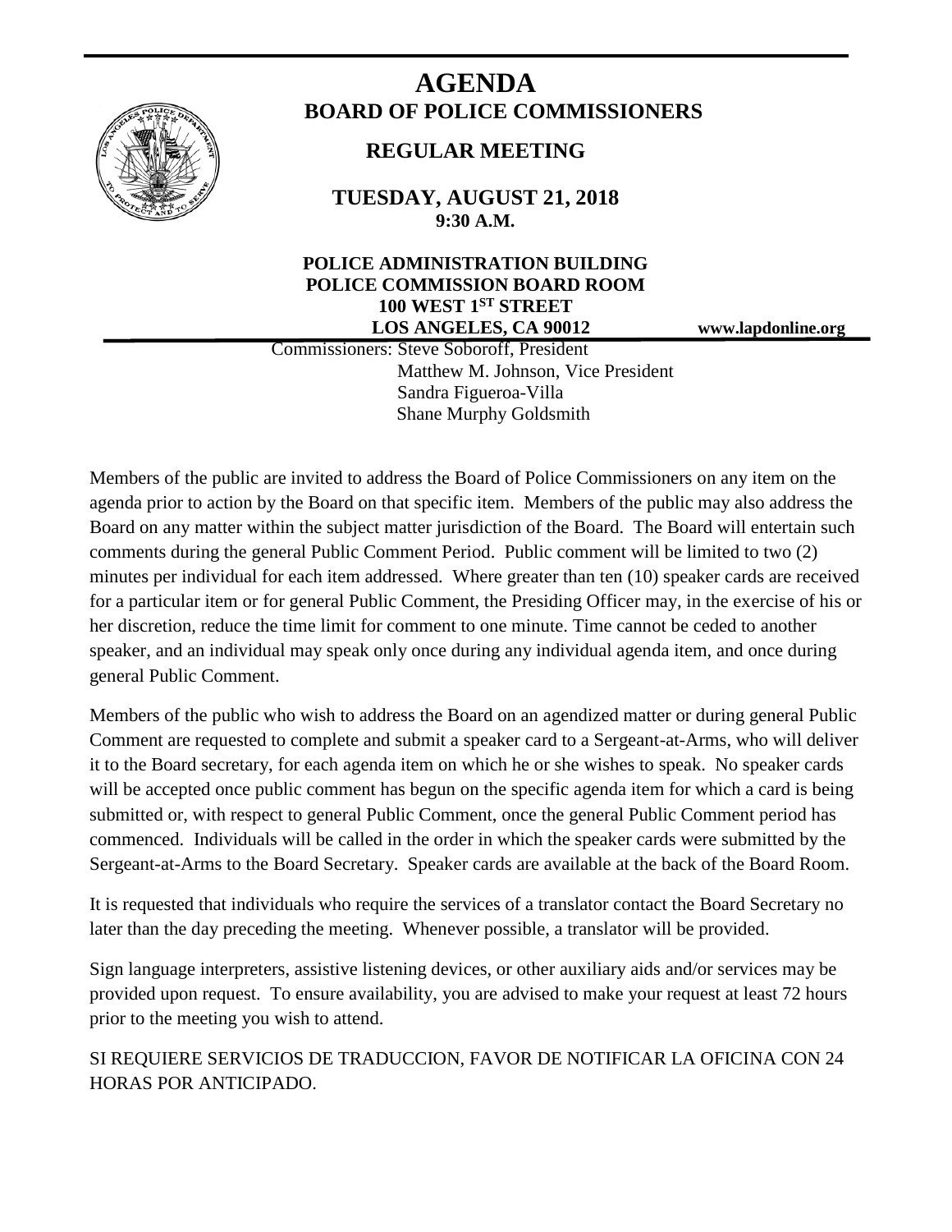# AGENDA

## BOARD OF POLICE COMMISSIONERS

### REGULAR MEETING

**TUESDAY, AUGUST 21, 2018**
**9:30 A.M.**

**POLICE ADMINISTRATION BUILDING**
**POLICE COMMISSION BOARD ROOM**
**100 WEST 1ST STREET**
**LOS ANGELES, CA 90012**

**www.lapdonline.org**

Commissioners: Steve Soboroff, President
Matthew M. Johnson, Vice President
Sandra Figueroa-Villa
Shane Murphy Goldsmith

Members of the public are invited to address the Board of Police Commissioners on any item on the agenda prior to action by the Board on that specific item. Members of the public may also address the Board on any matter within the subject matter jurisdiction of the Board. The Board will entertain such comments during the general Public Comment Period. Public comment will be limited to two (2) minutes per individual for each item addressed. Where greater than ten (10) speaker cards are received for a particular item or for general Public Comment, the Presiding Officer may, in the exercise of his or her discretion, reduce the time limit for comment to one minute. Time cannot be ceded to another speaker, and an individual may speak only once during any individual agenda item, and once during general Public Comment.

Members of the public who wish to address the Board on an agendized matter or during general Public Comment are requested to complete and submit a speaker card to a Sergeant-at-Arms, who will deliver it to the Board secretary, for each agenda item on which he or she wishes to speak. No speaker cards will be accepted once public comment has begun on the specific agenda item for which a card is being submitted or, with respect to general Public Comment, once the general Public Comment period has commenced. Individuals will be called in the order in which the speaker cards were submitted by the Sergeant-at-Arms to the Board Secretary. Speaker cards are available at the back of the Board Room.

It is requested that individuals who require the services of a translator contact the Board Secretary no later than the day preceding the meeting. Whenever possible, a translator will be provided.

Sign language interpreters, assistive listening devices, or other auxiliary aids and/or services may be provided upon request. To ensure availability, you are advised to make your request at least 72 hours prior to the meeting you wish to attend.

SI REQUIERE SERVICIOS DE TRADUCCION, FAVOR DE NOTIFICAR LA OFICINA CON 24 HORAS POR ANTICIPADO.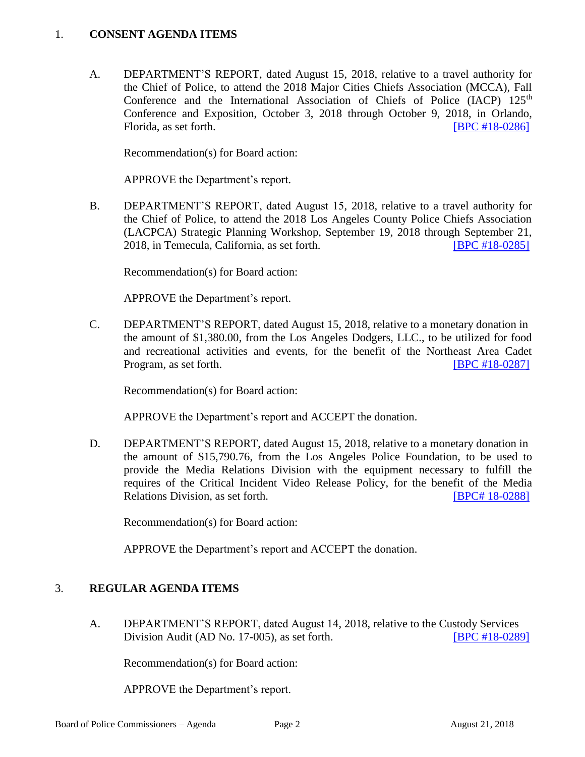## 1. CONSENT AGENDA ITEMS

A. DEPARTMENT'S REPORT, dated August 15, 2018, relative to a travel authority for the Chief of Police, to attend the 2018 Major Cities Chiefs Association (MCCA), Fall Conference and the International Association of Chiefs of Police (IACP) 125th Conference and Exposition, October 3, 2018 through October 9, 2018, in Orlando, Florida, as set forth. [BPC #18-0286]

Recommendation(s) for Board action:

APPROVE the Department's report.

B. DEPARTMENT'S REPORT, dated August 15, 2018, relative to a travel authority for the Chief of Police, to attend the 2018 Los Angeles County Police Chiefs Association (LACPCA) Strategic Planning Workshop, September 19, 2018 through September 21, 2018, in Temecula, California, as set forth. [BPC #18-0285]

Recommendation(s) for Board action:

APPROVE the Department's report.

C. DEPARTMENT'S REPORT, dated August 15, 2018, relative to a monetary donation in the amount of $1,380.00, from the Los Angeles Dodgers, LLC., to be utilized for food and recreational activities and events, for the benefit of the Northeast Area Cadet Program, as set forth. [BPC #18-0287]

Recommendation(s) for Board action:

APPROVE the Department's report and ACCEPT the donation.

D. DEPARTMENT'S REPORT, dated August 15, 2018, relative to a monetary donation in the amount of $15,790.76, from the Los Angeles Police Foundation, to be used to provide the Media Relations Division with the equipment necessary to fulfill the requires of the Critical Incident Video Release Policy, for the benefit of the Media Relations Division, as set forth. [BPC# 18-0288]

Recommendation(s) for Board action:

APPROVE the Department's report and ACCEPT the donation.

## 3. REGULAR AGENDA ITEMS

A. DEPARTMENT'S REPORT, dated August 14, 2018, relative to the Custody Services Division Audit (AD No. 17-005), as set forth. [BPC #18-0289]

Recommendation(s) for Board action:

APPROVE the Department's report.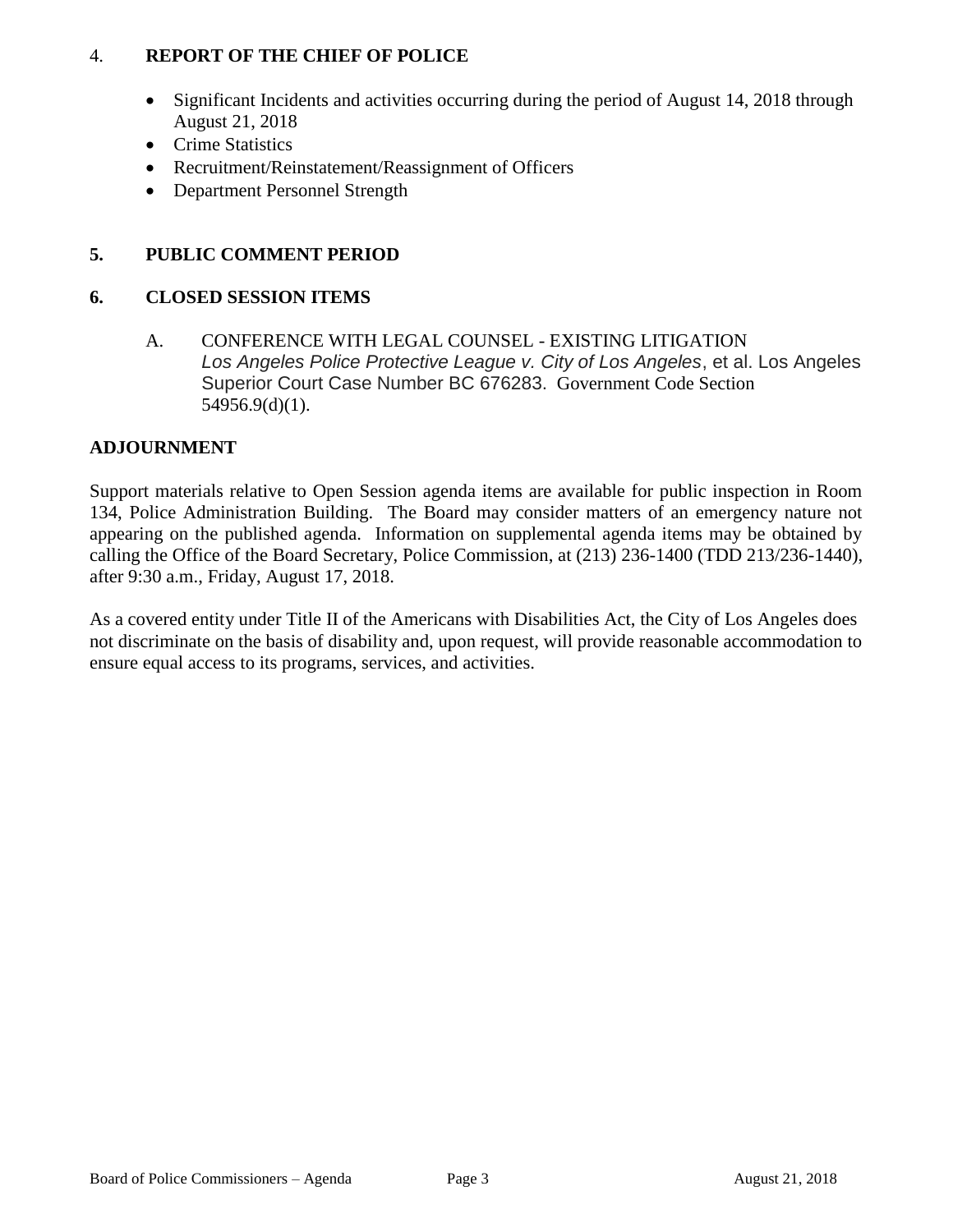4. **REPORT OF THE CHIEF OF POLICE**

- Significant Incidents and activities occurring during the period of August 14, 2018 through August 21, 2018
- Crime Statistics
- Recruitment/Reinstatement/Reassignment of Officers
- Department Personnel Strength

**5. PUBLIC COMMENT PERIOD**

**6. CLOSED SESSION ITEMS**

A. CONFERENCE WITH LEGAL COUNSEL - EXISTING LITIGATION
*Los Angeles Police Protective League v. City of Los Angeles*, et al. Los Angeles Superior Court Case Number BC 676283. Government Code Section 54956.9(d)(1).

**ADJOURNMENT**

Support materials relative to Open Session agenda items are available for public inspection in Room 134, Police Administration Building. The Board may consider matters of an emergency nature not appearing on the published agenda. Information on supplemental agenda items may be obtained by calling the Office of the Board Secretary, Police Commission, at (213) 236-1400 (TDD 213/236-1440), after 9:30 a.m., Friday, August 17, 2018.

As a covered entity under Title II of the Americans with Disabilities Act, the City of Los Angeles does not discriminate on the basis of disability and, upon request, will provide reasonable accommodation to ensure equal access to its programs, services, and activities.